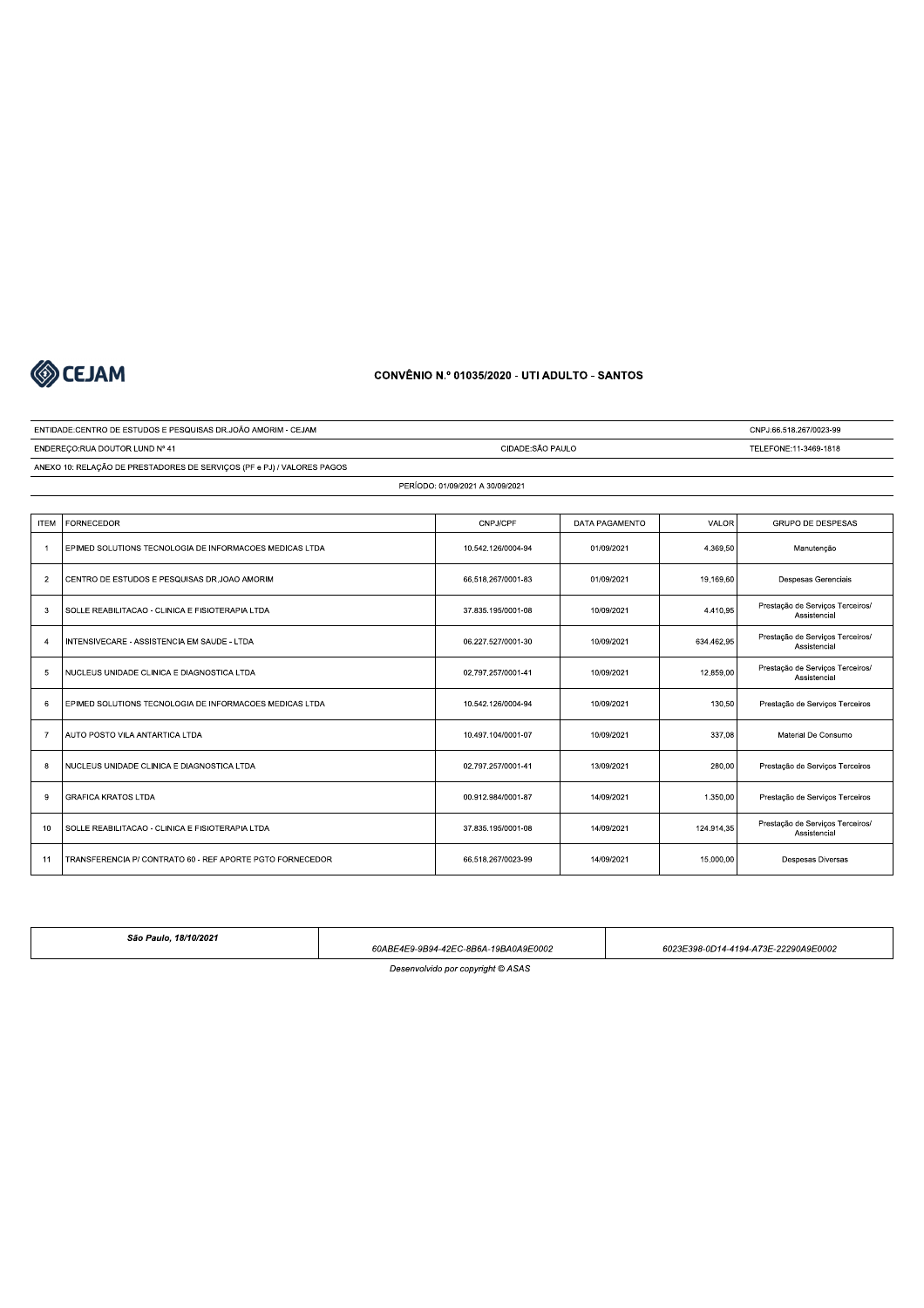CEJAM

# CONVÊNIO N.º 01035/2020 - UTI ADULTO - SANTOS

ENTIDADE:CENTRO DE ESTUDOS E PESQUISAS DR.JOÃO AMORIM - CEJAM | CNPJ:66.518.267/0023-99

ENDEREÇO:RUA DOUTOR LUND Nº 41 | CIDADE:SÃO PAULO | TELEFONE:11-3469-1818

ANEXO 10: RELAÇÃO DE PRESTADORES DE SERVIÇOS (PF e PJ) / VALORES PAGOS

PERÍODO: 01/09/2021 A 30/09/2021

| ITEM | FORNECEDOR | CNPJ/CPF | DATA PAGAMENTO | VALOR | GRUPO DE DESPESAS |
|---|---|---|---|---|---|
| 1 | EPIMED SOLUTIONS TECNOLOGIA DE INFORMACOES MEDICAS LTDA | 10.542.126/0004-94 | 01/09/2021 | 4.369,50 | Manutenção |
| 2 | CENTRO DE ESTUDOS E PESQUISAS DR.JOAO AMORIM | 66.518.267/0001-83 | 01/09/2021 | 19.169,60 | Despesas Gerenciais |
| 3 | SOLLE REABILITACAO - CLINICA E FISIOTERAPIA LTDA | 37.835.195/0001-08 | 10/09/2021 | 4.410,95 | Prestação de Serviços Terceiros/ Assistencial |
| 4 | INTENSIVECARE - ASSISTENCIA EM SAUDE - LTDA | 06.227.527/0001-30 | 10/09/2021 | 634.462,95 | Prestação de Serviços Terceiros/ Assistencial |
| 5 | NUCLEUS UNIDADE CLINICA E DIAGNOSTICA LTDA | 02.797.257/0001-41 | 10/09/2021 | 12.859,00 | Prestação de Serviços Terceiros/ Assistencial |
| 6 | EPIMED SOLUTIONS TECNOLOGIA DE INFORMACOES MEDICAS LTDA | 10.542.126/0004-94 | 10/09/2021 | 130,50 | Prestação de Serviços Terceiros |
| 7 | AUTO POSTO VILA ANTARTICA LTDA | 10.497.104/0001-07 | 10/09/2021 | 337,08 | Material De Consumo |
| 8 | NUCLEUS UNIDADE CLINICA E DIAGNOSTICA LTDA | 02.797.257/0001-41 | 13/09/2021 | 280,00 | Prestação de Serviços Terceiros |
| 9 | GRAFICA KRATOS LTDA | 00.912.984/0001-87 | 14/09/2021 | 1.350,00 | Prestação de Serviços Terceiros |
| 10 | SOLLE REABILITACAO - CLINICA E FISIOTERAPIA LTDA | 37.835.195/0001-08 | 14/09/2021 | 124.914,35 | Prestação de Serviços Terceiros/ Assistencial |
| 11 | TRANSFERENCIA P/ CONTRATO 60 - REF APORTE PGTO FORNECEDOR | 66.518.267/0023-99 | 14/09/2021 | 15.000,00 | Despesas Diversas |

| *São Paulo, 18/10/2021* | *60ABE4E9-9B94-42EC-8B6A-19BA0A9E0002* | *6023E398-0D14-4194-A73E-22290A9E0002* |
|---|---|---|

*Desenvolvido por copyright © ASAS*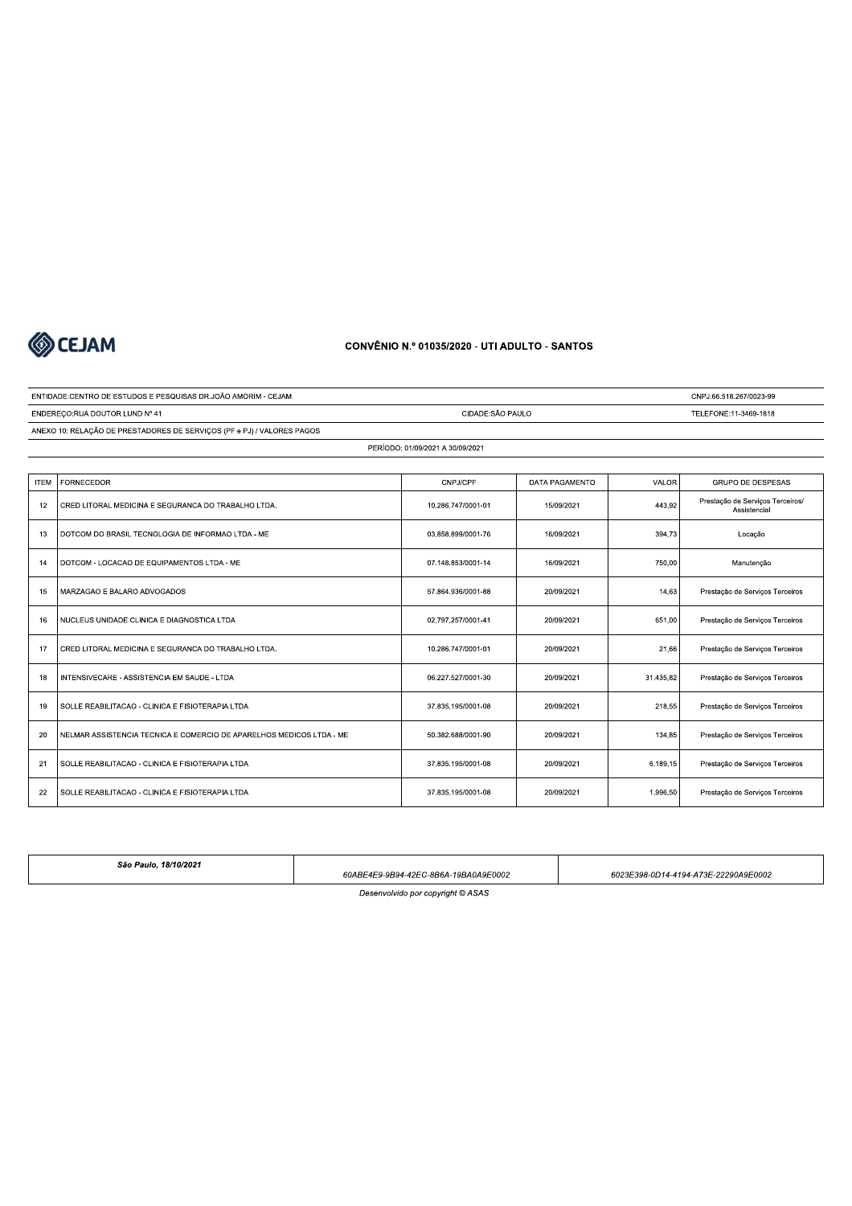CEJAM

# CONVÊNIO N.º 01035/2020 - UTI ADULTO - SANTOS

ENTIDADE:CENTRO DE ESTUDOS E PESQUISAS DR.JOÃO AMORIM - CEJAM | CNPJ:66.518.267/0023-99

ENDEREÇO:RUA DOUTOR LUND Nº 41 | CIDADE:SÃO PAULO | TELEFONE:11-3469-1818

ANEXO 10: RELAÇÃO DE PRESTADORES DE SERVIÇOS (PF e PJ) / VALORES PAGOS

PERÍODO: 01/09/2021 A 30/09/2021

| ITEM | FORNECEDOR | CNPJ/CPF | DATA PAGAMENTO | VALOR | GRUPO DE DESPESAS |
|---|---|---|---|---|---|
| 12 | CRED LITORAL MEDICINA E SEGURANCA DO TRABALHO LTDA. | 10.286.747/0001-01 | 15/09/2021 | 443,92 | Prestação de Serviços Terceiros/ Assistencial |
| 13 | DOTCOM DO BRASIL TECNOLOGIA DE INFORMAO LTDA - ME | 03.858.899/0001-76 | 16/09/2021 | 394,73 | Locação |
| 14 | DOTCOM - LOCACAO DE EQUIPAMENTOS LTDA - ME | 07.148.853/0001-14 | 16/09/2021 | 750,00 | Manutenção |
| 15 | MARZAGAO E BALARO ADVOGADOS | 57.864.936/0001-88 | 20/09/2021 | 14,63 | Prestação de Serviços Terceiros |
| 16 | NUCLEUS UNIDADE CLINICA E DIAGNOSTICA LTDA | 02.797.257/0001-41 | 20/09/2021 | 651,00 | Prestação de Serviços Terceiros |
| 17 | CRED LITORAL MEDICINA E SEGURANCA DO TRABALHO LTDA. | 10.286.747/0001-01 | 20/09/2021 | 21,66 | Prestação de Serviços Terceiros |
| 18 | INTENSIVECARE - ASSISTENCIA EM SAUDE - LTDA | 06.227.527/0001-30 | 20/09/2021 | 31.435,82 | Prestação de Serviços Terceiros |
| 19 | SOLLE REABILITACAO - CLINICA E FISIOTERAPIA LTDA | 37.835.195/0001-08 | 20/09/2021 | 218,55 | Prestação de Serviços Terceiros |
| 20 | NELMAR ASSISTENCIA TECNICA E COMERCIO DE APARELHOS MEDICOS LTDA - ME | 50.382.688/0001-90 | 20/09/2021 | 134,85 | Prestação de Serviços Terceiros |
| 21 | SOLLE REABILITACAO - CLINICA E FISIOTERAPIA LTDA | 37.835.195/0001-08 | 20/09/2021 | 6.189,15 | Prestação de Serviços Terceiros |
| 22 | SOLLE REABILITACAO - CLINICA E FISIOTERAPIA LTDA | 37.835.195/0001-08 | 20/09/2021 | 1.996,50 | Prestação de Serviços Terceiros |

| *São Paulo, 18/10/2021* | *60ABE4E9-9B94-42EC-8B6A-19BA0A9E0002* | *6023E398-0D14-4194-A73E-22290A9E0002* |
|---|---|---|

*Desenvolvido por copyright © ASAS*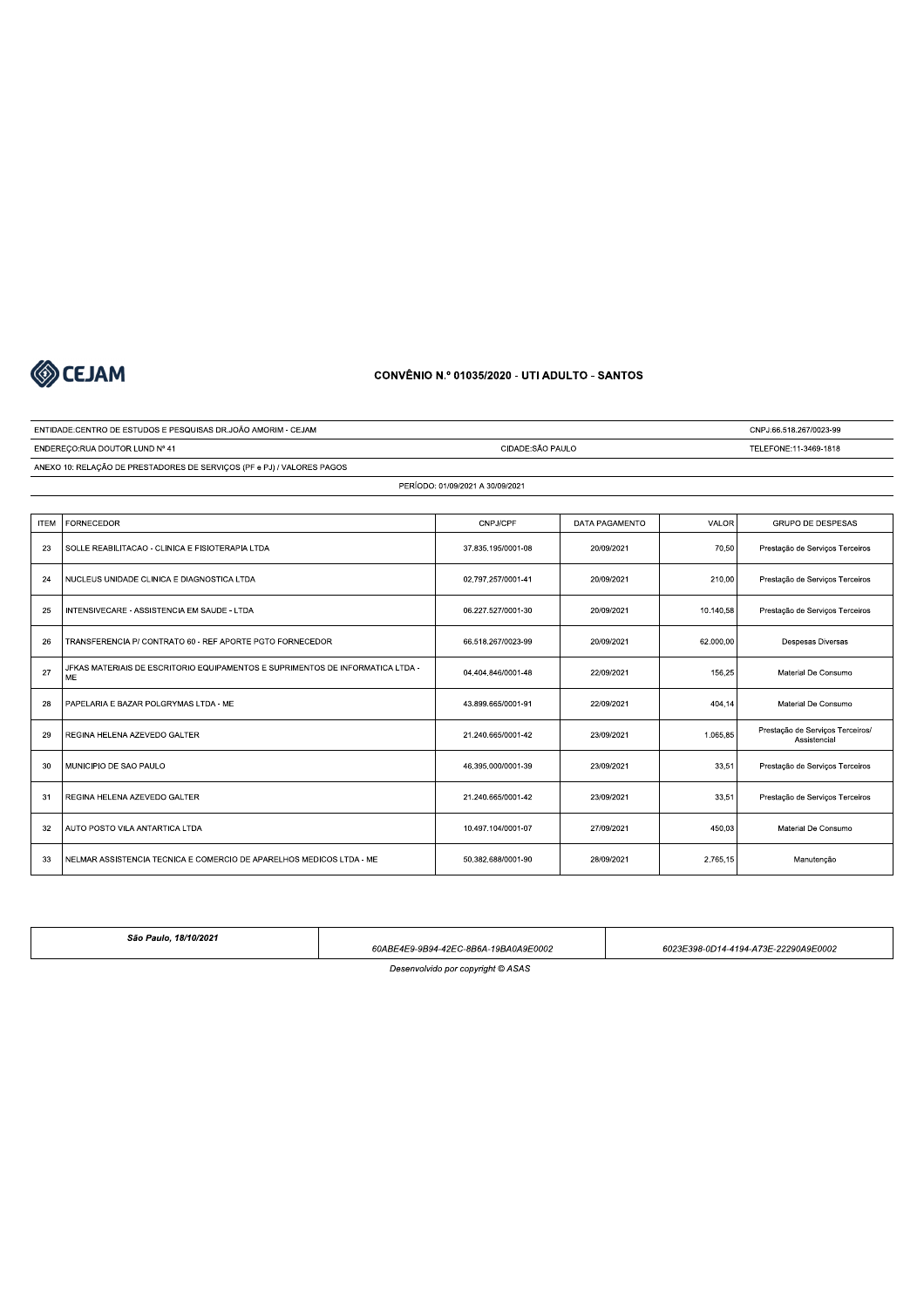CEJAM

## CONVÊNIO N.º 01035/2020 - UTI ADULTO - SANTOS

| ENTIDADE:CENTRO DE ESTUDOS E PESQUISAS DR.JOÃO AMORIM - CEJAM | | CNPJ:66.518.267/0023-99 |
|---|---|---|
| ENDEREÇO:RUA DOUTOR LUND Nº 41 | CIDADE:SÃO PAULO | TELEFONE:11-3469-1818 |
| ANEXO 10: RELAÇÃO DE PRESTADORES DE SERVIÇOS (PF e PJ) / VALORES PAGOS | | |

PERÍODO: 01/09/2021 A 30/09/2021

| ITEM | FORNECEDOR | CNPJ/CPF | DATA PAGAMENTO | VALOR | GRUPO DE DESPESAS |
|---|---|---|---|---|---|
| 23 | SOLLE REABILITACAO - CLINICA E FISIOTERAPIA LTDA | 37.835.195/0001-08 | 20/09/2021 | 70,50 | Prestação de Serviços Terceiros |
| 24 | NUCLEUS UNIDADE CLINICA E DIAGNOSTICA LTDA | 02.797.257/0001-41 | 20/09/2021 | 210,00 | Prestação de Serviços Terceiros |
| 25 | INTENSIVECARE - ASSISTENCIA EM SAUDE - LTDA | 06.227.527/0001-30 | 20/09/2021 | 10.140,58 | Prestação de Serviços Terceiros |
| 26 | TRANSFERENCIA P/ CONTRATO 60 - REF APORTE PGTO FORNECEDOR | 66.518.267/0023-99 | 20/09/2021 | 62.000,00 | Despesas Diversas |
| 27 | JFKAS MATERIAIS DE ESCRITORIO EQUIPAMENTOS E SUPRIMENTOS DE INFORMATICA LTDA - ME | 04.404.846/0001-48 | 22/09/2021 | 156,25 | Material De Consumo |
| 28 | PAPELARIA E BAZAR POLGRYMAS LTDA - ME | 43.899.665/0001-91 | 22/09/2021 | 404,14 | Material De Consumo |
| 29 | REGINA HELENA AZEVEDO GALTER | 21.240.665/0001-42 | 23/09/2021 | 1.065,85 | Prestação de Serviços Terceiros/ Assistencial |
| 30 | MUNICIPIO DE SAO PAULO | 46.395.000/0001-39 | 23/09/2021 | 33,51 | Prestação de Serviços Terceiros |
| 31 | REGINA HELENA AZEVEDO GALTER | 21.240.665/0001-42 | 23/09/2021 | 33,51 | Prestação de Serviços Terceiros |
| 32 | AUTO POSTO VILA ANTARTICA LTDA | 10.497.104/0001-07 | 27/09/2021 | 450,03 | Material De Consumo |
| 33 | NELMAR ASSISTENCIA TECNICA E COMERCIO DE APARELHOS MEDICOS LTDA - ME | 50.382.688/0001-90 | 28/09/2021 | 2.765,15 | Manutenção |

| *São Paulo, 18/10/2021* | *60ABE4E9-9B94-42EC-8B6A-19BA0A9E0002* | *6023E398-0D14-4194-A73E-22290A9E0002* |
|---|---|---|

*Desenvolvido por copyright © ASAS*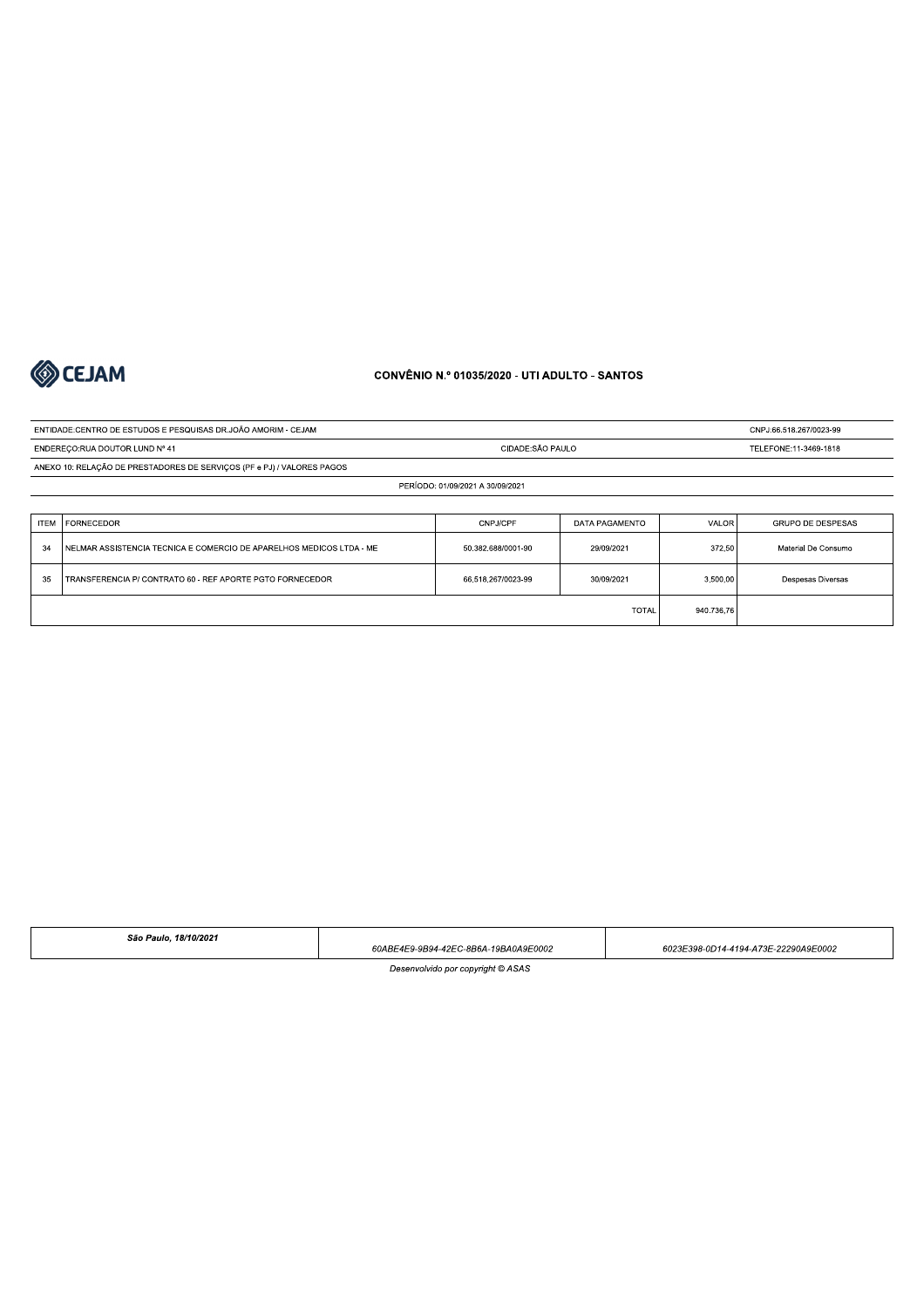CEJAM

## CONVÊNIO N.º 01035/2020 - UTI ADULTO - SANTOS

ENTIDADE:CENTRO DE ESTUDOS E PESQUISAS DR.JOÃO AMORIM - CEJAM — CNPJ:66.518.267/0023-99

ENDEREÇO:RUA DOUTOR LUND Nº 41 — CIDADE:SÃO PAULO — TELEFONE:11-3469-1818

ANEXO 10: RELAÇÃO DE PRESTADORES DE SERVIÇOS (PF e PJ) / VALORES PAGOS

PERÍODO: 01/09/2021 A 30/09/2021

| ITEM | FORNECEDOR | CNPJ/CPF | DATA PAGAMENTO | VALOR | GRUPO DE DESPESAS |
|---|---|---|---|---|---|
| 34 | NELMAR ASSISTENCIA TECNICA E COMERCIO DE APARELHOS MEDICOS LTDA - ME | 50.382.688/0001-90 | 29/09/2021 | 372,50 | Material De Consumo |
| 35 | TRANSFERENCIA P/ CONTRATO 60 - REF APORTE PGTO FORNECEDOR | 66.518.267/0023-99 | 30/09/2021 | 3.500,00 | Despesas Diversas |
| | | | TOTAL | 940.736,76 | |

| | | |
|---|---|---|
| *São Paulo, 18/10/2021* | *60ABE4E9-9B94-42EC-8B6A-19BA0A9E0002* | *6023E398-0D14-4194-A73E-22290A9E0002* |

*Desenvolvido por copyright © ASAS*